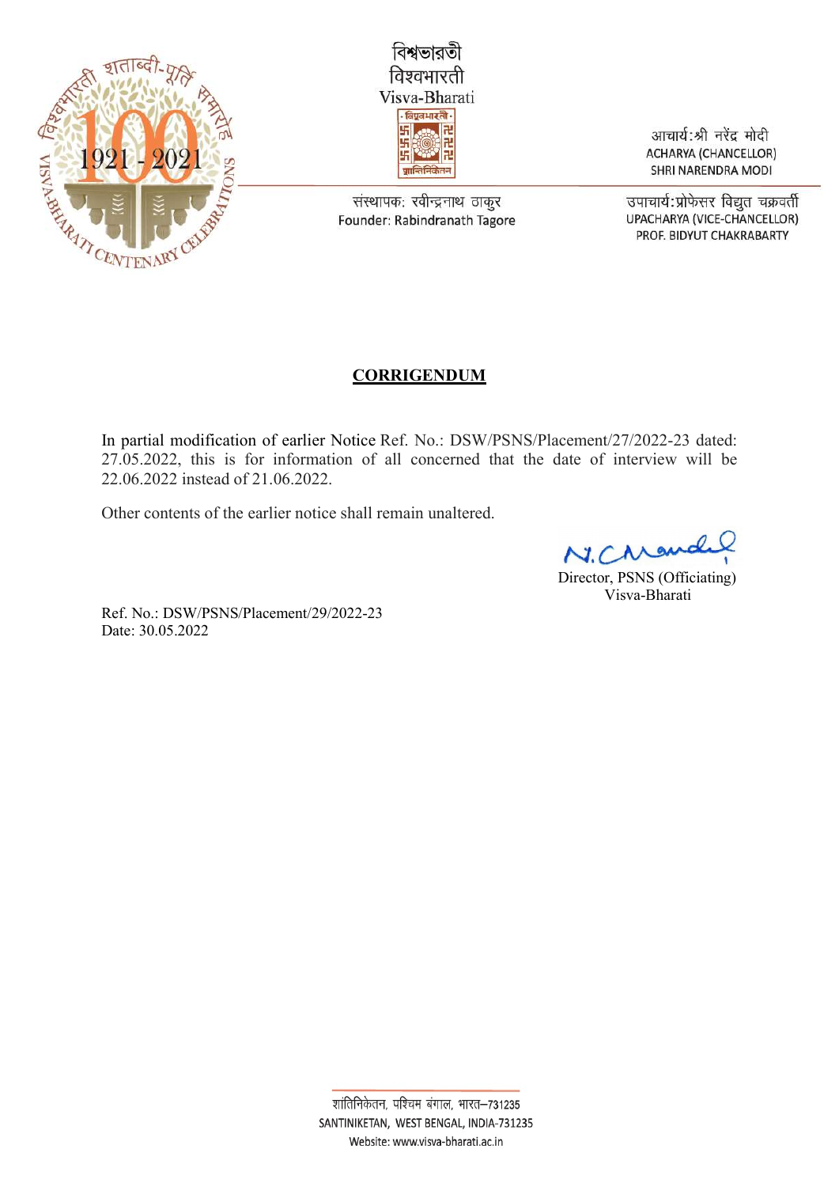विश्वभारती
বিশ্বভারতী
Visva-Bharati

आचार्य:श्री नरेंद्र मोदी
ACHARYA (CHANCELLOR)
SHRI NARENDRA MODI

संस्थापक: रवीन्द्रनाथ ठाकुर
Founder: Rabindranath Tagore

उपाचार्य:प्रोफेसर विद्युत चक्रवर्ती
UPACHARYA (VICE-CHANCELLOR)
PROF. BIDYUT CHAKRABARTY

## CORRIGENDUM

In partial modification of earlier Notice Ref. No.: DSW/PSNS/Placement/27/2022-23 dated: 27.05.2022, this is for information of all concerned that the date of interview will be 22.06.2022 instead of 21.06.2022.

Other contents of the earlier notice shall remain unaltered.

N. Chandel
Director, PSNS (Officiating)
Visva-Bharati

Ref. No.: DSW/PSNS/Placement/29/2022-23
Date: 30.05.2022

शांतिनिकेतन, पश्चिम बंगाल, भारत–731235
SANTINIKETAN, WEST BENGAL, INDIA-731235
Website: www.visva-bharati.ac.in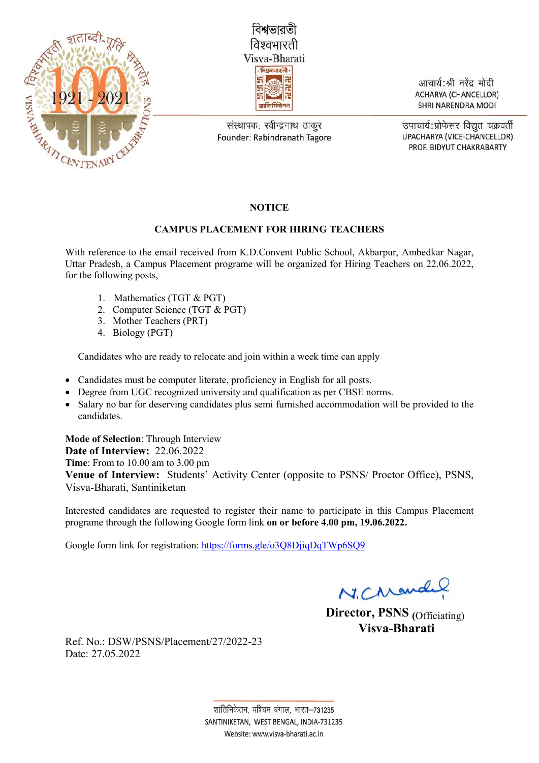विश्वभारती
विश्वभारती
Visva-Bharati

आचार्य:श्री नरेंद्र मोदी
ACHARYA (CHANCELLOR)
SHRI NARENDRA MODI

संस्थापक: रवीन्द्रनाथ ठाकुर
Founder: Rabindranath Tagore

उपाचार्य:प्रोफेसर विद्युत चक्रवर्ती
UPACHARYA (VICE-CHANCELLOR)
PROF. BIDYUT CHAKRABARTY

## NOTICE

### CAMPUS PLACEMENT FOR HIRING TEACHERS

With reference to the email received from K.D.Convent Public School, Akbarpur, Ambedkar Nagar, Uttar Pradesh, a Campus Placement programe will be organized for Hiring Teachers on 22.06.2022, for the following posts,

1. Mathematics (TGT & PGT)
2. Computer Science (TGT & PGT)
3. Mother Teachers (PRT)
4. Biology (PGT)

Candidates who are ready to relocate and join within a week time can apply

- Candidates must be computer literate, proficiency in English for all posts.
- Degree from UGC recognized university and qualification as per CBSE norms.
- Salary no bar for deserving candidates plus semi furnished accommodation will be provided to the candidates.

**Mode of Selection**: Through Interview
**Date of Interview:** 22.06.2022
**Time**: From to 10.00 am to 3.00 pm
**Venue of Interview:** Students' Activity Center (opposite to PSNS/ Proctor Office), PSNS, Visva-Bharati, Santiniketan

Interested candidates are requested to register their name to participate in this Campus Placement programe through the following Google form link **on or before 4.00 pm, 19.06.2022.**

Google form link for registration: https://forms.gle/o3Q8DjiqDqTWp6SQ9

N. Mandal

**Director, PSNS** (Officiating)
**Visva-Bharati**

Ref. No.: DSW/PSNS/Placement/27/2022-23
Date: 27.05.2022

शांतिनिकेतन, पश्चिम बंगाल, भारत–731235
SANTINIKETAN, WEST BENGAL, INDIA-731235
Website: www.visva-bharati.ac.in